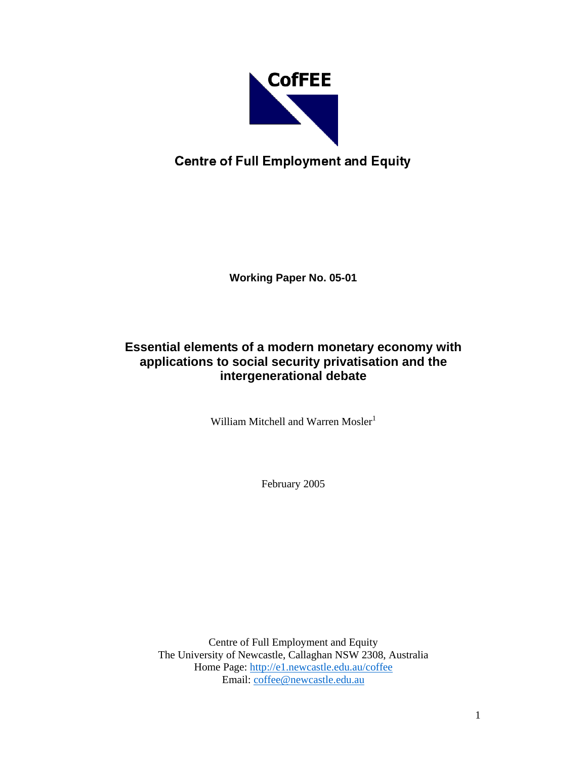CofFEE

Centre of Full Employment and Equity

**Working Paper No. 05-01**

# Essential elements of a modern monetary economy with applications to social security privatisation and the intergenerational debate

William Mitchell and Warren Mosler[1]

February 2005

Centre of Full Employment and Equity
The University of Newcastle, Callaghan NSW 2308, Australia
Home Page: http://e1.newcastle.edu.au/coffee
Email: coffee@newcastle.edu.au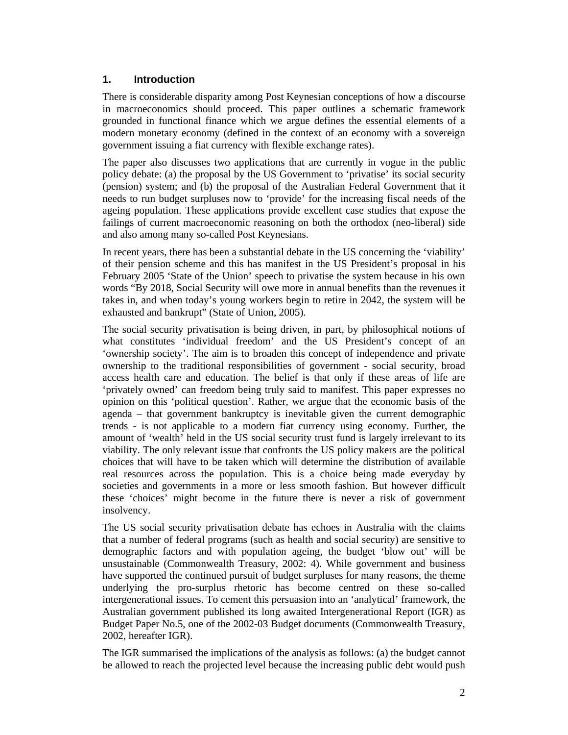## 1. Introduction

There is considerable disparity among Post Keynesian conceptions of how a discourse in macroeconomics should proceed. This paper outlines a schematic framework grounded in functional finance which we argue defines the essential elements of a modern monetary economy (defined in the context of an economy with a sovereign government issuing a fiat currency with flexible exchange rates).

The paper also discusses two applications that are currently in vogue in the public policy debate: (a) the proposal by the US Government to 'privatise' its social security (pension) system; and (b) the proposal of the Australian Federal Government that it needs to run budget surpluses now to 'provide' for the increasing fiscal needs of the ageing population. These applications provide excellent case studies that expose the failings of current macroeconomic reasoning on both the orthodox (neo-liberal) side and also among many so-called Post Keynesians.

In recent years, there has been a substantial debate in the US concerning the 'viability' of their pension scheme and this has manifest in the US President's proposal in his February 2005 'State of the Union' speech to privatise the system because in his own words "By 2018, Social Security will owe more in annual benefits than the revenues it takes in, and when today's young workers begin to retire in 2042, the system will be exhausted and bankrupt" (State of Union, 2005).

The social security privatisation is being driven, in part, by philosophical notions of what constitutes 'individual freedom' and the US President's concept of an 'ownership society'. The aim is to broaden this concept of independence and private ownership to the traditional responsibilities of government - social security, broad access health care and education. The belief is that only if these areas of life are 'privately owned' can freedom being truly said to manifest. This paper expresses no opinion on this 'political question'. Rather, we argue that the economic basis of the agenda – that government bankruptcy is inevitable given the current demographic trends - is not applicable to a modern fiat currency using economy. Further, the amount of 'wealth' held in the US social security trust fund is largely irrelevant to its viability. The only relevant issue that confronts the US policy makers are the political choices that will have to be taken which will determine the distribution of available real resources across the population. This is a choice being made everyday by societies and governments in a more or less smooth fashion. But however difficult these 'choices' might become in the future there is never a risk of government insolvency.

The US social security privatisation debate has echoes in Australia with the claims that a number of federal programs (such as health and social security) are sensitive to demographic factors and with population ageing, the budget 'blow out' will be unsustainable (Commonwealth Treasury, 2002: 4). While government and business have supported the continued pursuit of budget surpluses for many reasons, the theme underlying the pro-surplus rhetoric has become centred on these so-called intergenerational issues. To cement this persuasion into an 'analytical' framework, the Australian government published its long awaited Intergenerational Report (IGR) as Budget Paper No.5, one of the 2002-03 Budget documents (Commonwealth Treasury, 2002, hereafter IGR).

The IGR summarised the implications of the analysis as follows: (a) the budget cannot be allowed to reach the projected level because the increasing public debt would push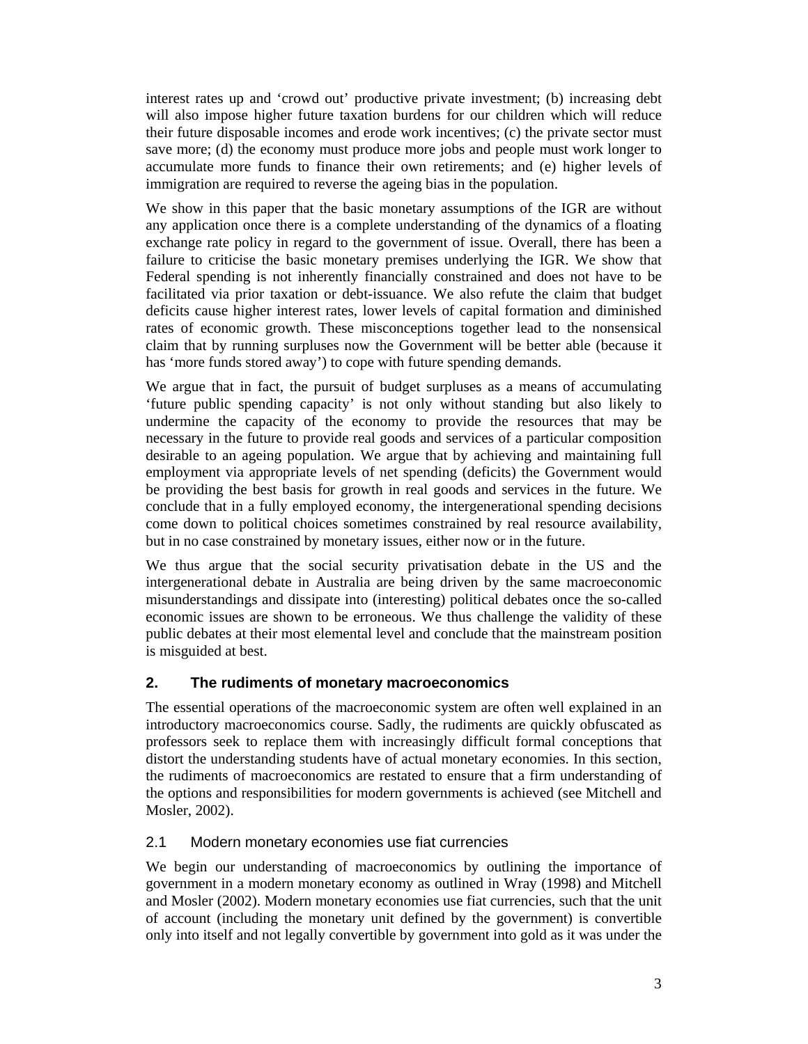interest rates up and 'crowd out' productive private investment; (b) increasing debt will also impose higher future taxation burdens for our children which will reduce their future disposable incomes and erode work incentives; (c) the private sector must save more; (d) the economy must produce more jobs and people must work longer to accumulate more funds to finance their own retirements; and (e) higher levels of immigration are required to reverse the ageing bias in the population.

We show in this paper that the basic monetary assumptions of the IGR are without any application once there is a complete understanding of the dynamics of a floating exchange rate policy in regard to the government of issue. Overall, there has been a failure to criticise the basic monetary premises underlying the IGR. We show that Federal spending is not inherently financially constrained and does not have to be facilitated via prior taxation or debt-issuance. We also refute the claim that budget deficits cause higher interest rates, lower levels of capital formation and diminished rates of economic growth. These misconceptions together lead to the nonsensical claim that by running surpluses now the Government will be better able (because it has 'more funds stored away') to cope with future spending demands.

We argue that in fact, the pursuit of budget surpluses as a means of accumulating 'future public spending capacity' is not only without standing but also likely to undermine the capacity of the economy to provide the resources that may be necessary in the future to provide real goods and services of a particular composition desirable to an ageing population. We argue that by achieving and maintaining full employment via appropriate levels of net spending (deficits) the Government would be providing the best basis for growth in real goods and services in the future. We conclude that in a fully employed economy, the intergenerational spending decisions come down to political choices sometimes constrained by real resource availability, but in no case constrained by monetary issues, either now or in the future.

We thus argue that the social security privatisation debate in the US and the intergenerational debate in Australia are being driven by the same macroeconomic misunderstandings and dissipate into (interesting) political debates once the so-called economic issues are shown to be erroneous. We thus challenge the validity of these public debates at their most elemental level and conclude that the mainstream position is misguided at best.

## 2. The rudiments of monetary macroeconomics

The essential operations of the macroeconomic system are often well explained in an introductory macroeconomics course. Sadly, the rudiments are quickly obfuscated as professors seek to replace them with increasingly difficult formal conceptions that distort the understanding students have of actual monetary economies. In this section, the rudiments of macroeconomics are restated to ensure that a firm understanding of the options and responsibilities for modern governments is achieved (see Mitchell and Mosler, 2002).

### 2.1 Modern monetary economies use fiat currencies

We begin our understanding of macroeconomics by outlining the importance of government in a modern monetary economy as outlined in Wray (1998) and Mitchell and Mosler (2002). Modern monetary economies use fiat currencies, such that the unit of account (including the monetary unit defined by the government) is convertible only into itself and not legally convertible by government into gold as it was under the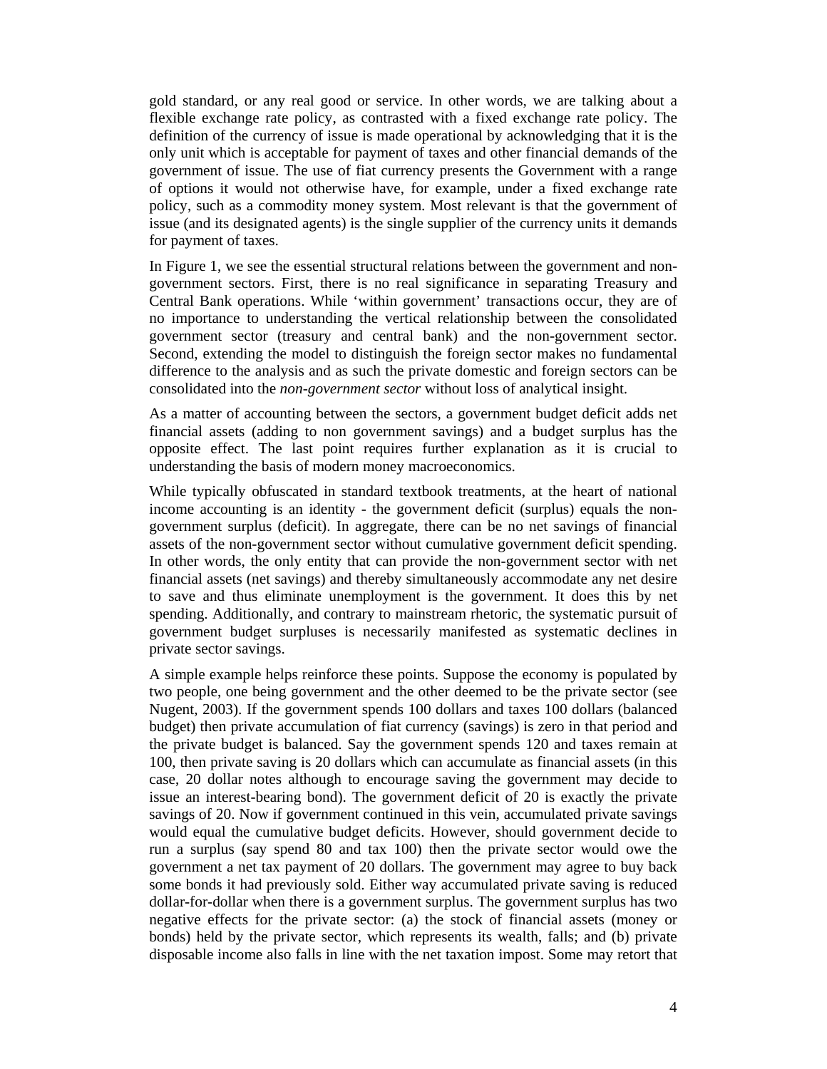gold standard, or any real good or service. In other words, we are talking about a flexible exchange rate policy, as contrasted with a fixed exchange rate policy. The definition of the currency of issue is made operational by acknowledging that it is the only unit which is acceptable for payment of taxes and other financial demands of the government of issue. The use of fiat currency presents the Government with a range of options it would not otherwise have, for example, under a fixed exchange rate policy, such as a commodity money system. Most relevant is that the government of issue (and its designated agents) is the single supplier of the currency units it demands for payment of taxes.

In Figure 1, we see the essential structural relations between the government and non-government sectors. First, there is no real significance in separating Treasury and Central Bank operations. While 'within government' transactions occur, they are of no importance to understanding the vertical relationship between the consolidated government sector (treasury and central bank) and the non-government sector. Second, extending the model to distinguish the foreign sector makes no fundamental difference to the analysis and as such the private domestic and foreign sectors can be consolidated into the *non-government sector* without loss of analytical insight.

As a matter of accounting between the sectors, a government budget deficit adds net financial assets (adding to non government savings) and a budget surplus has the opposite effect. The last point requires further explanation as it is crucial to understanding the basis of modern money macroeconomics.

While typically obfuscated in standard textbook treatments, at the heart of national income accounting is an identity - the government deficit (surplus) equals the non-government surplus (deficit). In aggregate, there can be no net savings of financial assets of the non-government sector without cumulative government deficit spending. In other words, the only entity that can provide the non-government sector with net financial assets (net savings) and thereby simultaneously accommodate any net desire to save and thus eliminate unemployment is the government. It does this by net spending. Additionally, and contrary to mainstream rhetoric, the systematic pursuit of government budget surpluses is necessarily manifested as systematic declines in private sector savings.

A simple example helps reinforce these points. Suppose the economy is populated by two people, one being government and the other deemed to be the private sector (see Nugent, 2003). If the government spends 100 dollars and taxes 100 dollars (balanced budget) then private accumulation of fiat currency (savings) is zero in that period and the private budget is balanced. Say the government spends 120 and taxes remain at 100, then private saving is 20 dollars which can accumulate as financial assets (in this case, 20 dollar notes although to encourage saving the government may decide to issue an interest-bearing bond). The government deficit of 20 is exactly the private savings of 20. Now if government continued in this vein, accumulated private savings would equal the cumulative budget deficits. However, should government decide to run a surplus (say spend 80 and tax 100) then the private sector would owe the government a net tax payment of 20 dollars. The government may agree to buy back some bonds it had previously sold. Either way accumulated private saving is reduced dollar-for-dollar when there is a government surplus. The government surplus has two negative effects for the private sector: (a) the stock of financial assets (money or bonds) held by the private sector, which represents its wealth, falls; and (b) private disposable income also falls in line with the net taxation impost. Some may retort that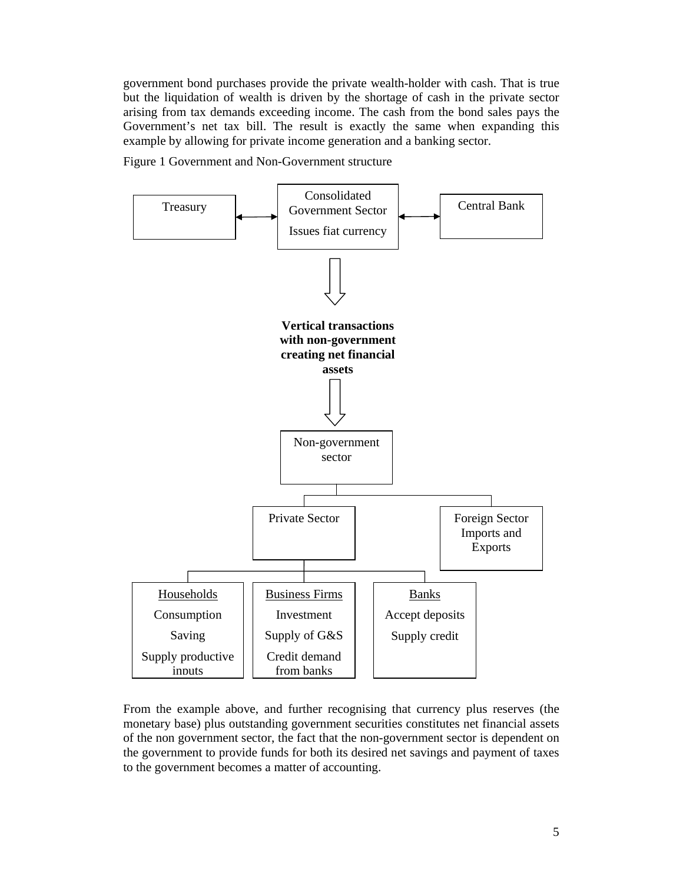government bond purchases provide the private wealth-holder with cash. That is true but the liquidation of wealth is driven by the shortage of cash in the private sector arising from tax demands exceeding income. The cash from the bond sales pays the Government's net tax bill. The result is exactly the same when expanding this example by allowing for private income generation and a banking sector.

Figure 1 Government and Non-Government structure

Treasury ↔ Consolidated Government Sector — Issues fiat currency ↔ Central Bank

⇓

**Vertical transactions with non-government creating net financial assets**

⇓

Non-government sector

- Private Sector
  - Households: Consumption; Saving; Supply productive inputs
  - Business Firms: Investment; Supply of G&S; Credit demand from banks
  - Banks: Accept deposits; Supply credit
- Foreign Sector: Imports and Exports

From the example above, and further recognising that currency plus reserves (the monetary base) plus outstanding government securities constitutes net financial assets of the non government sector, the fact that the non-government sector is dependent on the government to provide funds for both its desired net savings and payment of taxes to the government becomes a matter of accounting.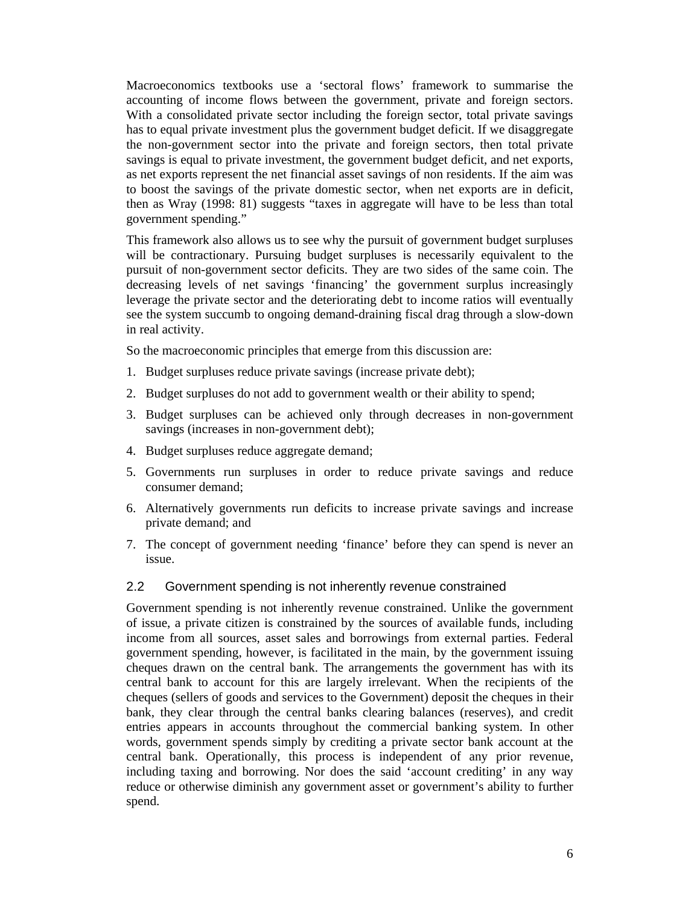Macroeconomics textbooks use a 'sectoral flows' framework to summarise the accounting of income flows between the government, private and foreign sectors. With a consolidated private sector including the foreign sector, total private savings has to equal private investment plus the government budget deficit. If we disaggregate the non-government sector into the private and foreign sectors, then total private savings is equal to private investment, the government budget deficit, and net exports, as net exports represent the net financial asset savings of non residents. If the aim was to boost the savings of the private domestic sector, when net exports are in deficit, then as Wray (1998: 81) suggests "taxes in aggregate will have to be less than total government spending."

This framework also allows us to see why the pursuit of government budget surpluses will be contractionary. Pursuing budget surpluses is necessarily equivalent to the pursuit of non-government sector deficits. They are two sides of the same coin. The decreasing levels of net savings 'financing' the government surplus increasingly leverage the private sector and the deteriorating debt to income ratios will eventually see the system succumb to ongoing demand-draining fiscal drag through a slow-down in real activity.

So the macroeconomic principles that emerge from this discussion are:

1. Budget surpluses reduce private savings (increase private debt);
2. Budget surpluses do not add to government wealth or their ability to spend;
3. Budget surpluses can be achieved only through decreases in non-government savings (increases in non-government debt);
4. Budget surpluses reduce aggregate demand;
5. Governments run surpluses in order to reduce private savings and reduce consumer demand;
6. Alternatively governments run deficits to increase private savings and increase private demand; and
7. The concept of government needing 'finance' before they can spend is never an issue.

## 2.2 Government spending is not inherently revenue constrained

Government spending is not inherently revenue constrained. Unlike the government of issue, a private citizen is constrained by the sources of available funds, including income from all sources, asset sales and borrowings from external parties. Federal government spending, however, is facilitated in the main, by the government issuing cheques drawn on the central bank. The arrangements the government has with its central bank to account for this are largely irrelevant. When the recipients of the cheques (sellers of goods and services to the Government) deposit the cheques in their bank, they clear through the central banks clearing balances (reserves), and credit entries appears in accounts throughout the commercial banking system. In other words, government spends simply by crediting a private sector bank account at the central bank. Operationally, this process is independent of any prior revenue, including taxing and borrowing. Nor does the said 'account crediting' in any way reduce or otherwise diminish any government asset or government's ability to further spend.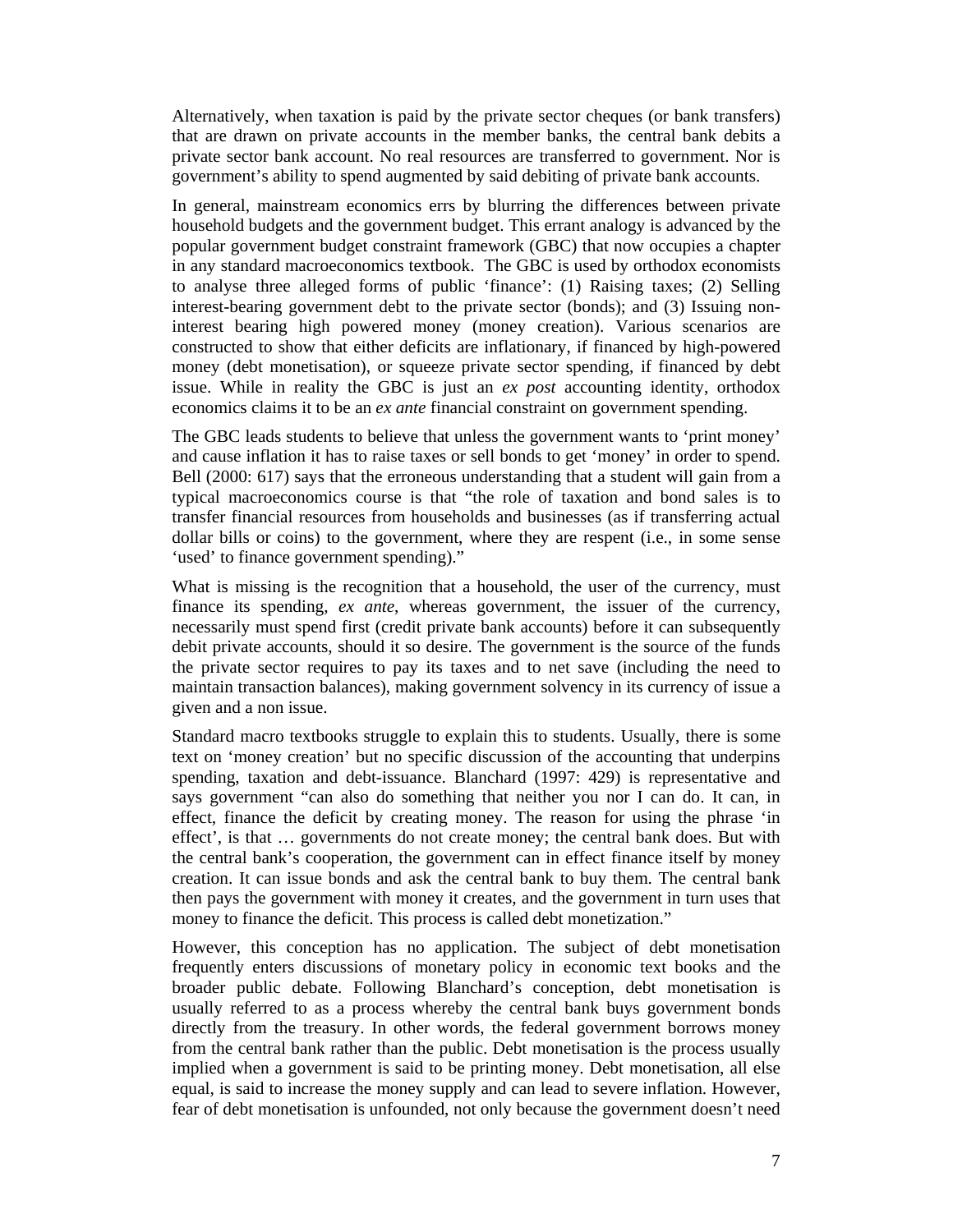Alternatively, when taxation is paid by the private sector cheques (or bank transfers) that are drawn on private accounts in the member banks, the central bank debits a private sector bank account. No real resources are transferred to government. Nor is government's ability to spend augmented by said debiting of private bank accounts.

In general, mainstream economics errs by blurring the differences between private household budgets and the government budget. This errant analogy is advanced by the popular government budget constraint framework (GBC) that now occupies a chapter in any standard macroeconomics textbook. The GBC is used by orthodox economists to analyse three alleged forms of public 'finance': (1) Raising taxes; (2) Selling interest-bearing government debt to the private sector (bonds); and (3) Issuing non-interest bearing high powered money (money creation). Various scenarios are constructed to show that either deficits are inflationary, if financed by high-powered money (debt monetisation), or squeeze private sector spending, if financed by debt issue. While in reality the GBC is just an *ex post* accounting identity, orthodox economics claims it to be an *ex ante* financial constraint on government spending.

The GBC leads students to believe that unless the government wants to 'print money' and cause inflation it has to raise taxes or sell bonds to get 'money' in order to spend. Bell (2000: 617) says that the erroneous understanding that a student will gain from a typical macroeconomics course is that "the role of taxation and bond sales is to transfer financial resources from households and businesses (as if transferring actual dollar bills or coins) to the government, where they are respent (i.e., in some sense 'used' to finance government spending)."

What is missing is the recognition that a household, the user of the currency, must finance its spending, *ex ante*, whereas government, the issuer of the currency, necessarily must spend first (credit private bank accounts) before it can subsequently debit private accounts, should it so desire. The government is the source of the funds the private sector requires to pay its taxes and to net save (including the need to maintain transaction balances), making government solvency in its currency of issue a given and a non issue.

Standard macro textbooks struggle to explain this to students. Usually, there is some text on 'money creation' but no specific discussion of the accounting that underpins spending, taxation and debt-issuance. Blanchard (1997: 429) is representative and says government "can also do something that neither you nor I can do. It can, in effect, finance the deficit by creating money. The reason for using the phrase 'in effect', is that … governments do not create money; the central bank does. But with the central bank's cooperation, the government can in effect finance itself by money creation. It can issue bonds and ask the central bank to buy them. The central bank then pays the government with money it creates, and the government in turn uses that money to finance the deficit. This process is called debt monetization."

However, this conception has no application. The subject of debt monetisation frequently enters discussions of monetary policy in economic text books and the broader public debate. Following Blanchard's conception, debt monetisation is usually referred to as a process whereby the central bank buys government bonds directly from the treasury. In other words, the federal government borrows money from the central bank rather than the public. Debt monetisation is the process usually implied when a government is said to be printing money. Debt monetisation, all else equal, is said to increase the money supply and can lead to severe inflation. However, fear of debt monetisation is unfounded, not only because the government doesn't need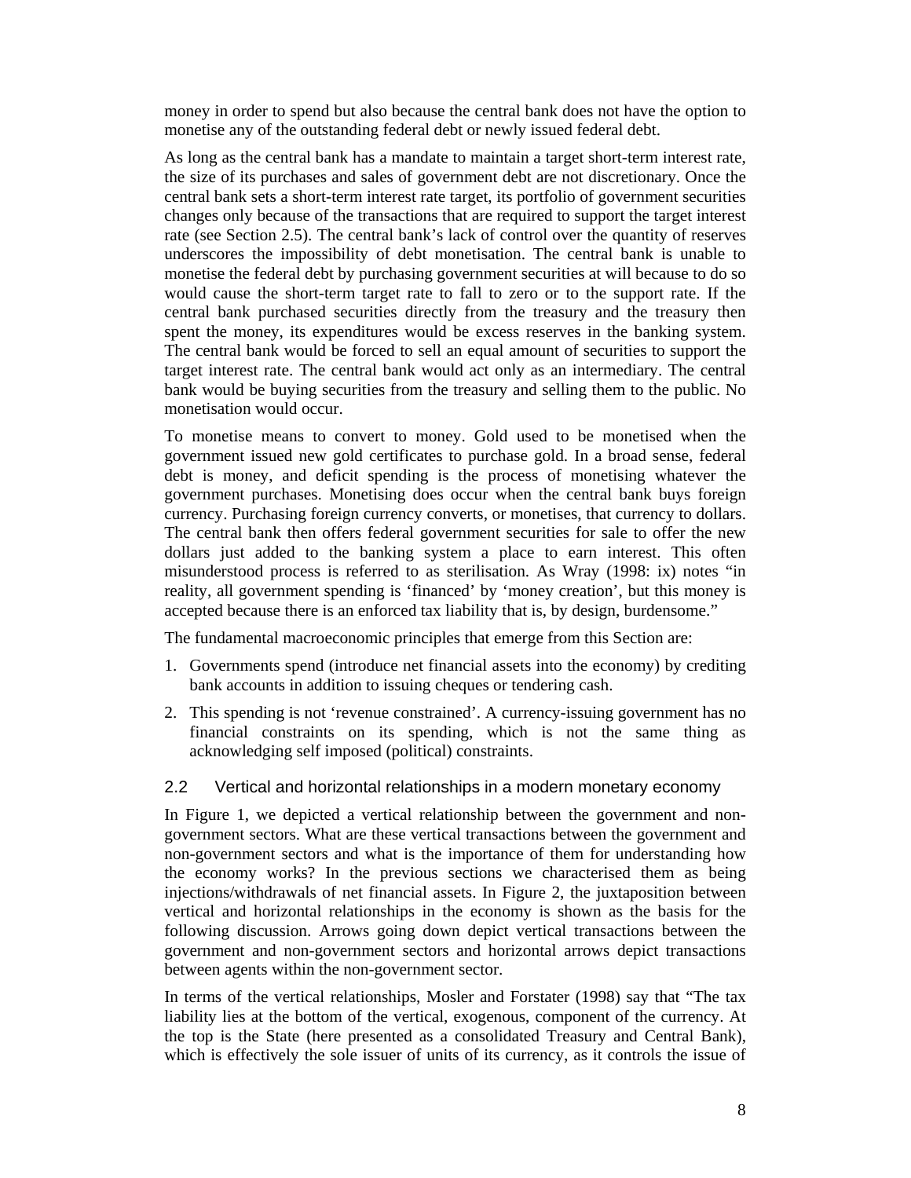money in order to spend but also because the central bank does not have the option to monetise any of the outstanding federal debt or newly issued federal debt.

As long as the central bank has a mandate to maintain a target short-term interest rate, the size of its purchases and sales of government debt are not discretionary. Once the central bank sets a short-term interest rate target, its portfolio of government securities changes only because of the transactions that are required to support the target interest rate (see Section 2.5). The central bank's lack of control over the quantity of reserves underscores the impossibility of debt monetisation. The central bank is unable to monetise the federal debt by purchasing government securities at will because to do so would cause the short-term target rate to fall to zero or to the support rate. If the central bank purchased securities directly from the treasury and the treasury then spent the money, its expenditures would be excess reserves in the banking system. The central bank would be forced to sell an equal amount of securities to support the target interest rate. The central bank would act only as an intermediary. The central bank would be buying securities from the treasury and selling them to the public. No monetisation would occur.

To monetise means to convert to money. Gold used to be monetised when the government issued new gold certificates to purchase gold. In a broad sense, federal debt is money, and deficit spending is the process of monetising whatever the government purchases. Monetising does occur when the central bank buys foreign currency. Purchasing foreign currency converts, or monetises, that currency to dollars. The central bank then offers federal government securities for sale to offer the new dollars just added to the banking system a place to earn interest. This often misunderstood process is referred to as sterilisation. As Wray (1998: ix) notes "in reality, all government spending is 'financed' by 'money creation', but this money is accepted because there is an enforced tax liability that is, by design, burdensome."

The fundamental macroeconomic principles that emerge from this Section are:

1. Governments spend (introduce net financial assets into the economy) by crediting bank accounts in addition to issuing cheques or tendering cash.
2. This spending is not 'revenue constrained'. A currency-issuing government has no financial constraints on its spending, which is not the same thing as acknowledging self imposed (political) constraints.

## 2.2 Vertical and horizontal relationships in a modern monetary economy

In Figure 1, we depicted a vertical relationship between the government and non-government sectors. What are these vertical transactions between the government and non-government sectors and what is the importance of them for understanding how the economy works? In the previous sections we characterised them as being injections/withdrawals of net financial assets. In Figure 2, the juxtaposition between vertical and horizontal relationships in the economy is shown as the basis for the following discussion. Arrows going down depict vertical transactions between the government and non-government sectors and horizontal arrows depict transactions between agents within the non-government sector.

In terms of the vertical relationships, Mosler and Forstater (1998) say that "The tax liability lies at the bottom of the vertical, exogenous, component of the currency. At the top is the State (here presented as a consolidated Treasury and Central Bank), which is effectively the sole issuer of units of its currency, as it controls the issue of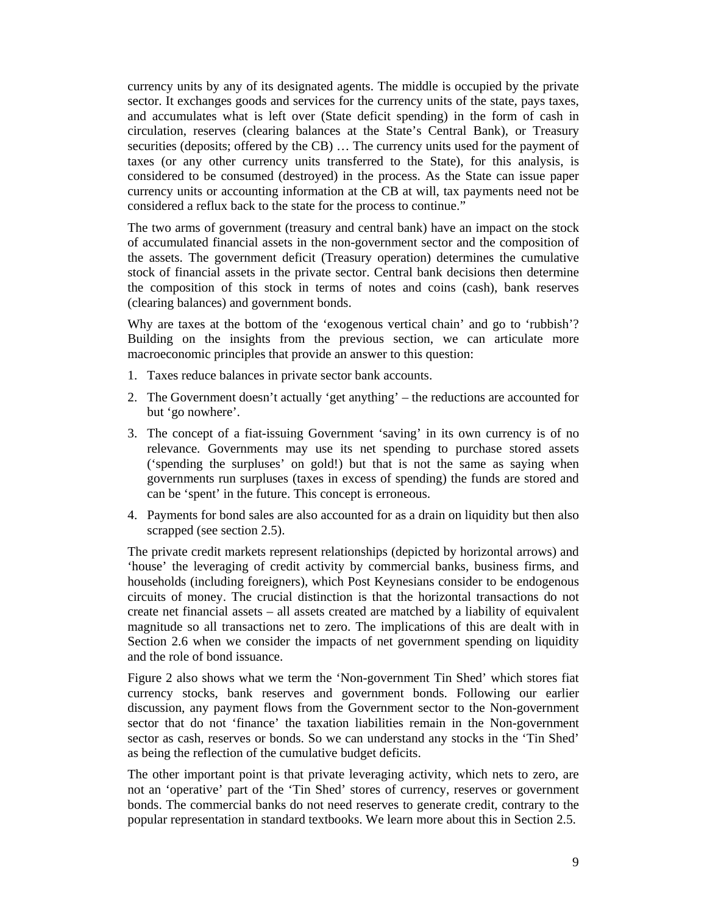currency units by any of its designated agents. The middle is occupied by the private sector. It exchanges goods and services for the currency units of the state, pays taxes, and accumulates what is left over (State deficit spending) in the form of cash in circulation, reserves (clearing balances at the State's Central Bank), or Treasury securities (deposits; offered by the CB) … The currency units used for the payment of taxes (or any other currency units transferred to the State), for this analysis, is considered to be consumed (destroyed) in the process. As the State can issue paper currency units or accounting information at the CB at will, tax payments need not be considered a reflux back to the state for the process to continue."

The two arms of government (treasury and central bank) have an impact on the stock of accumulated financial assets in the non-government sector and the composition of the assets. The government deficit (Treasury operation) determines the cumulative stock of financial assets in the private sector. Central bank decisions then determine the composition of this stock in terms of notes and coins (cash), bank reserves (clearing balances) and government bonds.

Why are taxes at the bottom of the 'exogenous vertical chain' and go to 'rubbish'? Building on the insights from the previous section, we can articulate more macroeconomic principles that provide an answer to this question:

1. Taxes reduce balances in private sector bank accounts.
2. The Government doesn't actually 'get anything' – the reductions are accounted for but 'go nowhere'.
3. The concept of a fiat-issuing Government 'saving' in its own currency is of no relevance. Governments may use its net spending to purchase stored assets ('spending the surpluses' on gold!) but that is not the same as saying when governments run surpluses (taxes in excess of spending) the funds are stored and can be 'spent' in the future. This concept is erroneous.
4. Payments for bond sales are also accounted for as a drain on liquidity but then also scrapped (see section 2.5).

The private credit markets represent relationships (depicted by horizontal arrows) and 'house' the leveraging of credit activity by commercial banks, business firms, and households (including foreigners), which Post Keynesians consider to be endogenous circuits of money. The crucial distinction is that the horizontal transactions do not create net financial assets – all assets created are matched by a liability of equivalent magnitude so all transactions net to zero. The implications of this are dealt with in Section 2.6 when we consider the impacts of net government spending on liquidity and the role of bond issuance.

Figure 2 also shows what we term the 'Non-government Tin Shed' which stores fiat currency stocks, bank reserves and government bonds. Following our earlier discussion, any payment flows from the Government sector to the Non-government sector that do not 'finance' the taxation liabilities remain in the Non-government sector as cash, reserves or bonds. So we can understand any stocks in the 'Tin Shed' as being the reflection of the cumulative budget deficits.

The other important point is that private leveraging activity, which nets to zero, are not an 'operative' part of the 'Tin Shed' stores of currency, reserves or government bonds. The commercial banks do not need reserves to generate credit, contrary to the popular representation in standard textbooks. We learn more about this in Section 2.5.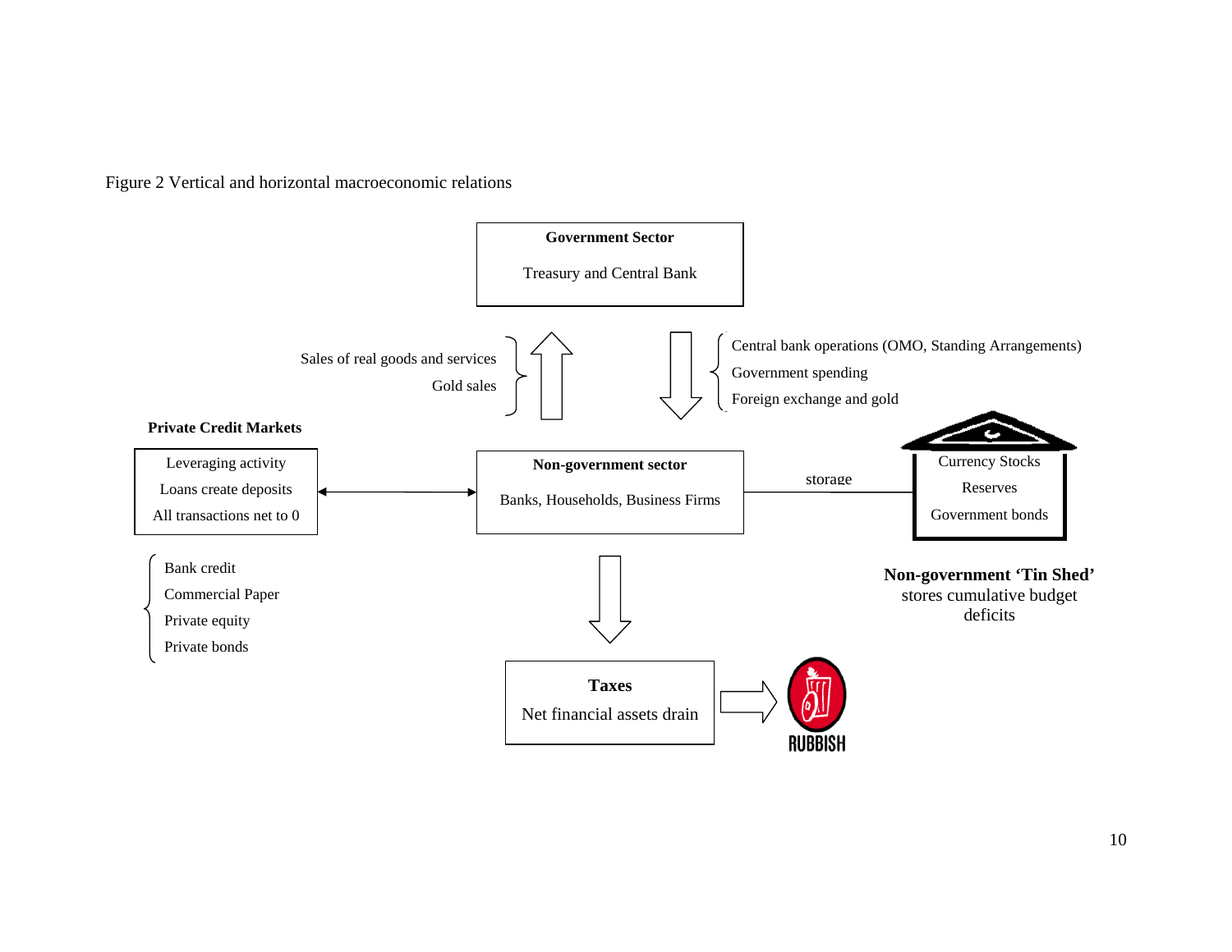Figure 2 Vertical and horizontal macroeconomic relations

**Government Sector**

Treasury and Central Bank

Sales of real goods and services
Gold sales

Central bank operations (OMO, Standing Arrangements)
Government spending
Foreign exchange and gold

**Private Credit Markets**

Leveraging activity
Loans create deposits
All transactions net to 0

**Non-government sector**

Banks, Households, Business Firms

storage

Currency Stocks
Reserves
Government bonds

**Non-government 'Tin Shed'** stores cumulative budget deficits

Bank credit
Commercial Paper
Private equity
Private bonds

**Taxes**

Net financial assets drain

RUBBISH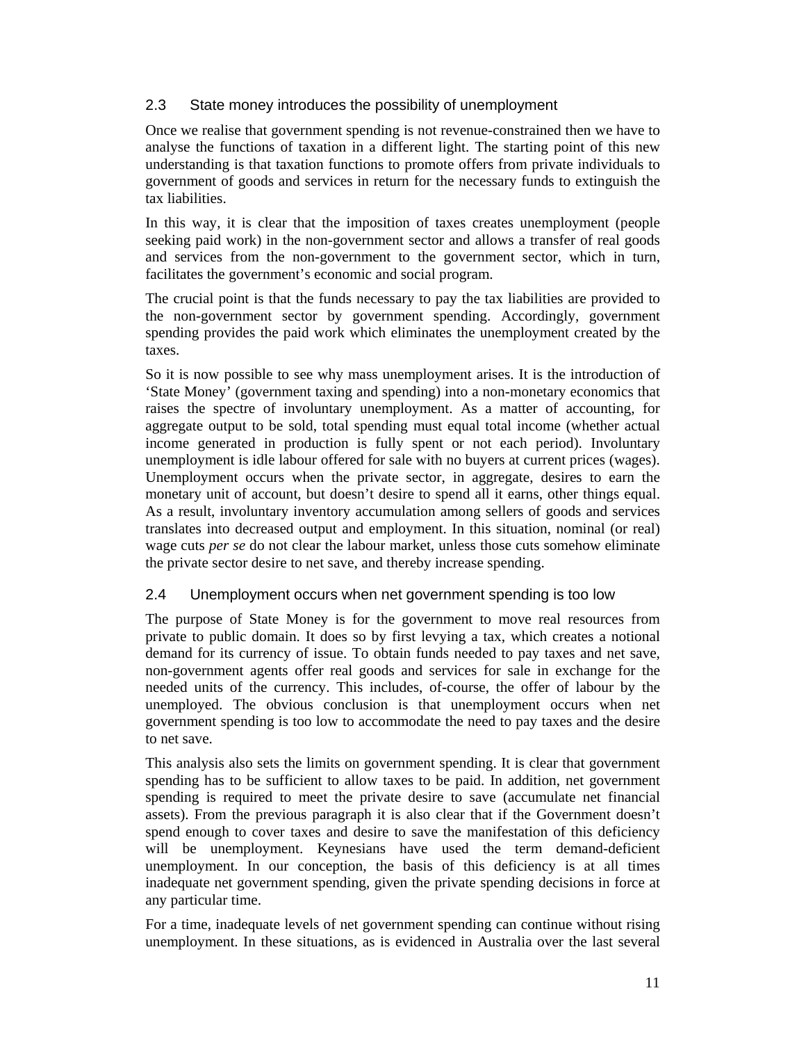## 2.3 State money introduces the possibility of unemployment

Once we realise that government spending is not revenue-constrained then we have to analyse the functions of taxation in a different light. The starting point of this new understanding is that taxation functions to promote offers from private individuals to government of goods and services in return for the necessary funds to extinguish the tax liabilities.

In this way, it is clear that the imposition of taxes creates unemployment (people seeking paid work) in the non-government sector and allows a transfer of real goods and services from the non-government to the government sector, which in turn, facilitates the government's economic and social program.

The crucial point is that the funds necessary to pay the tax liabilities are provided to the non-government sector by government spending. Accordingly, government spending provides the paid work which eliminates the unemployment created by the taxes.

So it is now possible to see why mass unemployment arises. It is the introduction of 'State Money' (government taxing and spending) into a non-monetary economics that raises the spectre of involuntary unemployment. As a matter of accounting, for aggregate output to be sold, total spending must equal total income (whether actual income generated in production is fully spent or not each period). Involuntary unemployment is idle labour offered for sale with no buyers at current prices (wages). Unemployment occurs when the private sector, in aggregate, desires to earn the monetary unit of account, but doesn't desire to spend all it earns, other things equal. As a result, involuntary inventory accumulation among sellers of goods and services translates into decreased output and employment. In this situation, nominal (or real) wage cuts *per se* do not clear the labour market, unless those cuts somehow eliminate the private sector desire to net save, and thereby increase spending.

## 2.4 Unemployment occurs when net government spending is too low

The purpose of State Money is for the government to move real resources from private to public domain. It does so by first levying a tax, which creates a notional demand for its currency of issue. To obtain funds needed to pay taxes and net save, non-government agents offer real goods and services for sale in exchange for the needed units of the currency. This includes, of-course, the offer of labour by the unemployed. The obvious conclusion is that unemployment occurs when net government spending is too low to accommodate the need to pay taxes and the desire to net save.

This analysis also sets the limits on government spending. It is clear that government spending has to be sufficient to allow taxes to be paid. In addition, net government spending is required to meet the private desire to save (accumulate net financial assets). From the previous paragraph it is also clear that if the Government doesn't spend enough to cover taxes and desire to save the manifestation of this deficiency will be unemployment. Keynesians have used the term demand-deficient unemployment. In our conception, the basis of this deficiency is at all times inadequate net government spending, given the private spending decisions in force at any particular time.

For a time, inadequate levels of net government spending can continue without rising unemployment. In these situations, as is evidenced in Australia over the last several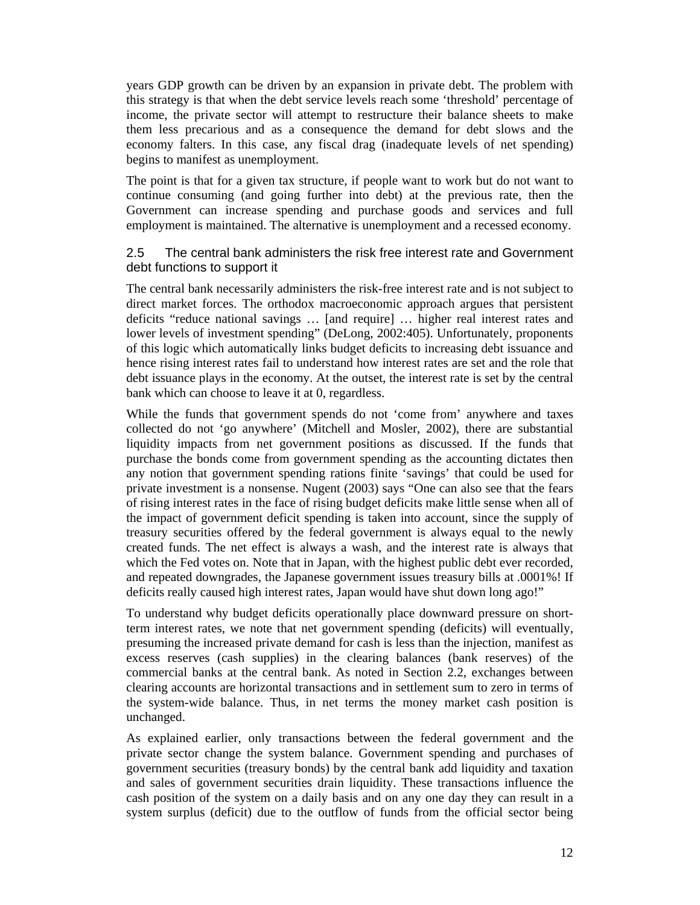years GDP growth can be driven by an expansion in private debt. The problem with this strategy is that when the debt service levels reach some 'threshold' percentage of income, the private sector will attempt to restructure their balance sheets to make them less precarious and as a consequence the demand for debt slows and the economy falters. In this case, any fiscal drag (inadequate levels of net spending) begins to manifest as unemployment.

The point is that for a given tax structure, if people want to work but do not want to continue consuming (and going further into debt) at the previous rate, then the Government can increase spending and purchase goods and services and full employment is maintained. The alternative is unemployment and a recessed economy.

### 2.5 The central bank administers the risk free interest rate and Government debt functions to support it

The central bank necessarily administers the risk-free interest rate and is not subject to direct market forces. The orthodox macroeconomic approach argues that persistent deficits "reduce national savings … [and require] … higher real interest rates and lower levels of investment spending" (DeLong, 2002:405). Unfortunately, proponents of this logic which automatically links budget deficits to increasing debt issuance and hence rising interest rates fail to understand how interest rates are set and the role that debt issuance plays in the economy. At the outset, the interest rate is set by the central bank which can choose to leave it at 0, regardless.

While the funds that government spends do not 'come from' anywhere and taxes collected do not 'go anywhere' (Mitchell and Mosler, 2002), there are substantial liquidity impacts from net government positions as discussed. If the funds that purchase the bonds come from government spending as the accounting dictates then any notion that government spending rations finite 'savings' that could be used for private investment is a nonsense. Nugent (2003) says "One can also see that the fears of rising interest rates in the face of rising budget deficits make little sense when all of the impact of government deficit spending is taken into account, since the supply of treasury securities offered by the federal government is always equal to the newly created funds. The net effect is always a wash, and the interest rate is always that which the Fed votes on. Note that in Japan, with the highest public debt ever recorded, and repeated downgrades, the Japanese government issues treasury bills at .0001%! If deficits really caused high interest rates, Japan would have shut down long ago!"

To understand why budget deficits operationally place downward pressure on short-term interest rates, we note that net government spending (deficits) will eventually, presuming the increased private demand for cash is less than the injection, manifest as excess reserves (cash supplies) in the clearing balances (bank reserves) of the commercial banks at the central bank. As noted in Section 2.2, exchanges between clearing accounts are horizontal transactions and in settlement sum to zero in terms of the system-wide balance. Thus, in net terms the money market cash position is unchanged.

As explained earlier, only transactions between the federal government and the private sector change the system balance. Government spending and purchases of government securities (treasury bonds) by the central bank add liquidity and taxation and sales of government securities drain liquidity. These transactions influence the cash position of the system on a daily basis and on any one day they can result in a system surplus (deficit) due to the outflow of funds from the official sector being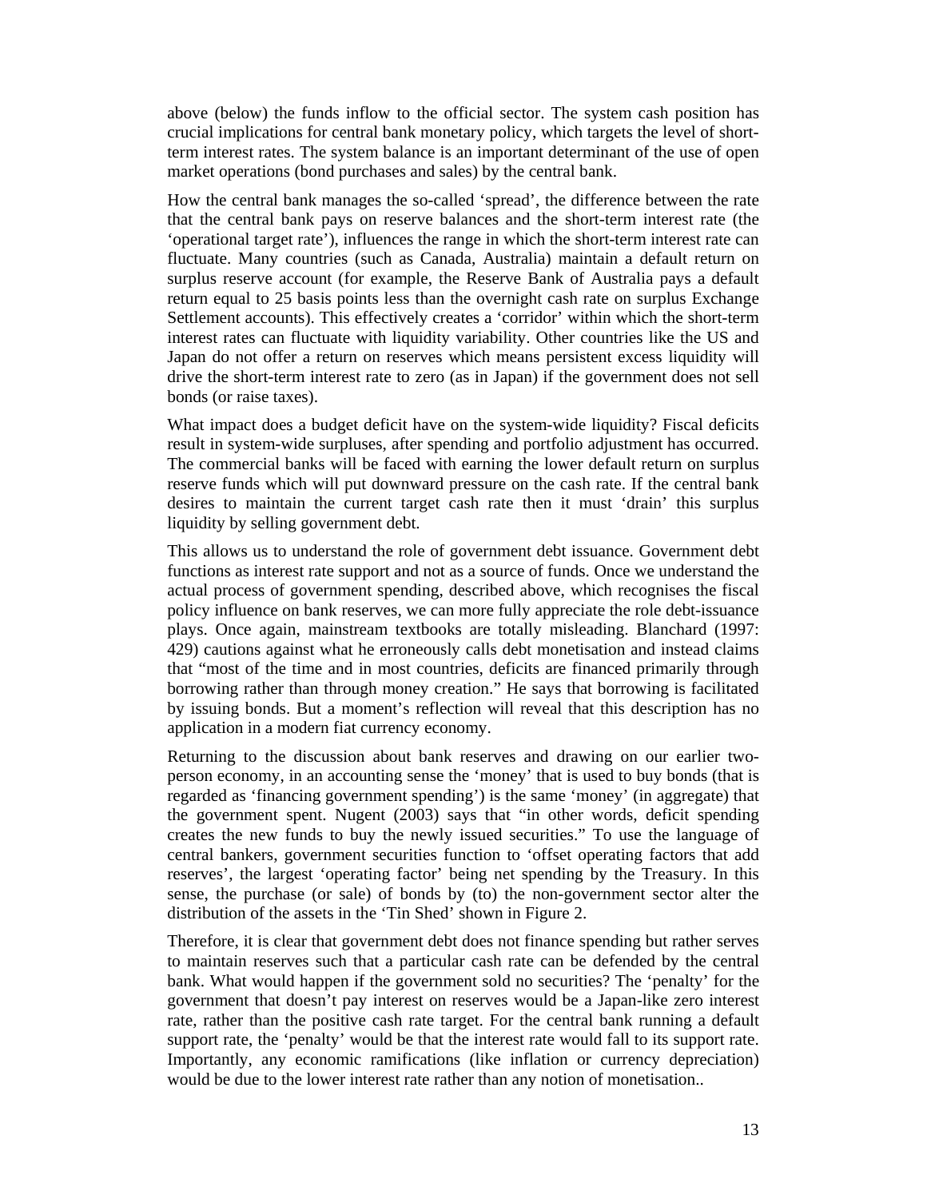above (below) the funds inflow to the official sector. The system cash position has crucial implications for central bank monetary policy, which targets the level of short-term interest rates. The system balance is an important determinant of the use of open market operations (bond purchases and sales) by the central bank.

How the central bank manages the so-called 'spread', the difference between the rate that the central bank pays on reserve balances and the short-term interest rate (the 'operational target rate'), influences the range in which the short-term interest rate can fluctuate. Many countries (such as Canada, Australia) maintain a default return on surplus reserve account (for example, the Reserve Bank of Australia pays a default return equal to 25 basis points less than the overnight cash rate on surplus Exchange Settlement accounts). This effectively creates a 'corridor' within which the short-term interest rates can fluctuate with liquidity variability. Other countries like the US and Japan do not offer a return on reserves which means persistent excess liquidity will drive the short-term interest rate to zero (as in Japan) if the government does not sell bonds (or raise taxes).

What impact does a budget deficit have on the system-wide liquidity? Fiscal deficits result in system-wide surpluses, after spending and portfolio adjustment has occurred. The commercial banks will be faced with earning the lower default return on surplus reserve funds which will put downward pressure on the cash rate. If the central bank desires to maintain the current target cash rate then it must 'drain' this surplus liquidity by selling government debt.

This allows us to understand the role of government debt issuance. Government debt functions as interest rate support and not as a source of funds. Once we understand the actual process of government spending, described above, which recognises the fiscal policy influence on bank reserves, we can more fully appreciate the role debt-issuance plays. Once again, mainstream textbooks are totally misleading. Blanchard (1997: 429) cautions against what he erroneously calls debt monetisation and instead claims that "most of the time and in most countries, deficits are financed primarily through borrowing rather than through money creation." He says that borrowing is facilitated by issuing bonds. But a moment's reflection will reveal that this description has no application in a modern fiat currency economy.

Returning to the discussion about bank reserves and drawing on our earlier two-person economy, in an accounting sense the 'money' that is used to buy bonds (that is regarded as 'financing government spending') is the same 'money' (in aggregate) that the government spent. Nugent (2003) says that "in other words, deficit spending creates the new funds to buy the newly issued securities." To use the language of central bankers, government securities function to 'offset operating factors that add reserves', the largest 'operating factor' being net spending by the Treasury. In this sense, the purchase (or sale) of bonds by (to) the non-government sector alter the distribution of the assets in the 'Tin Shed' shown in Figure 2.

Therefore, it is clear that government debt does not finance spending but rather serves to maintain reserves such that a particular cash rate can be defended by the central bank. What would happen if the government sold no securities? The 'penalty' for the government that doesn't pay interest on reserves would be a Japan-like zero interest rate, rather than the positive cash rate target. For the central bank running a default support rate, the 'penalty' would be that the interest rate would fall to its support rate. Importantly, any economic ramifications (like inflation or currency depreciation) would be due to the lower interest rate rather than any notion of monetisation..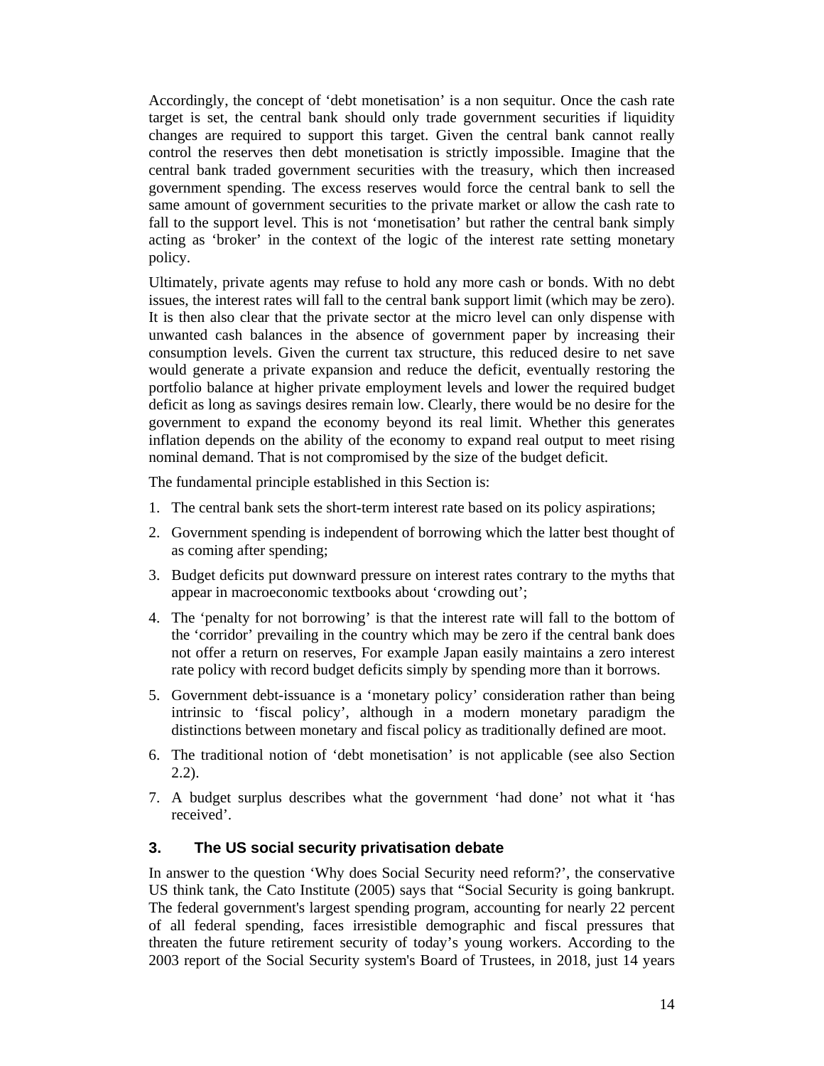Accordingly, the concept of 'debt monetisation' is a non sequitur. Once the cash rate target is set, the central bank should only trade government securities if liquidity changes are required to support this target. Given the central bank cannot really control the reserves then debt monetisation is strictly impossible. Imagine that the central bank traded government securities with the treasury, which then increased government spending. The excess reserves would force the central bank to sell the same amount of government securities to the private market or allow the cash rate to fall to the support level. This is not 'monetisation' but rather the central bank simply acting as 'broker' in the context of the logic of the interest rate setting monetary policy.

Ultimately, private agents may refuse to hold any more cash or bonds. With no debt issues, the interest rates will fall to the central bank support limit (which may be zero). It is then also clear that the private sector at the micro level can only dispense with unwanted cash balances in the absence of government paper by increasing their consumption levels. Given the current tax structure, this reduced desire to net save would generate a private expansion and reduce the deficit, eventually restoring the portfolio balance at higher private employment levels and lower the required budget deficit as long as savings desires remain low. Clearly, there would be no desire for the government to expand the economy beyond its real limit. Whether this generates inflation depends on the ability of the economy to expand real output to meet rising nominal demand. That is not compromised by the size of the budget deficit.

The fundamental principle established in this Section is:

1. The central bank sets the short-term interest rate based on its policy aspirations;
2. Government spending is independent of borrowing which the latter best thought of as coming after spending;
3. Budget deficits put downward pressure on interest rates contrary to the myths that appear in macroeconomic textbooks about 'crowding out';
4. The 'penalty for not borrowing' is that the interest rate will fall to the bottom of the 'corridor' prevailing in the country which may be zero if the central bank does not offer a return on reserves, For example Japan easily maintains a zero interest rate policy with record budget deficits simply by spending more than it borrows.
5. Government debt-issuance is a 'monetary policy' consideration rather than being intrinsic to 'fiscal policy', although in a modern monetary paradigm the distinctions between monetary and fiscal policy as traditionally defined are moot.
6. The traditional notion of 'debt monetisation' is not applicable (see also Section 2.2).
7. A budget surplus describes what the government 'had done' not what it 'has received'.

## 3. The US social security privatisation debate

In answer to the question 'Why does Social Security need reform?', the conservative US think tank, the Cato Institute (2005) says that "Social Security is going bankrupt. The federal government's largest spending program, accounting for nearly 22 percent of all federal spending, faces irresistible demographic and fiscal pressures that threaten the future retirement security of today's young workers. According to the 2003 report of the Social Security system's Board of Trustees, in 2018, just 14 years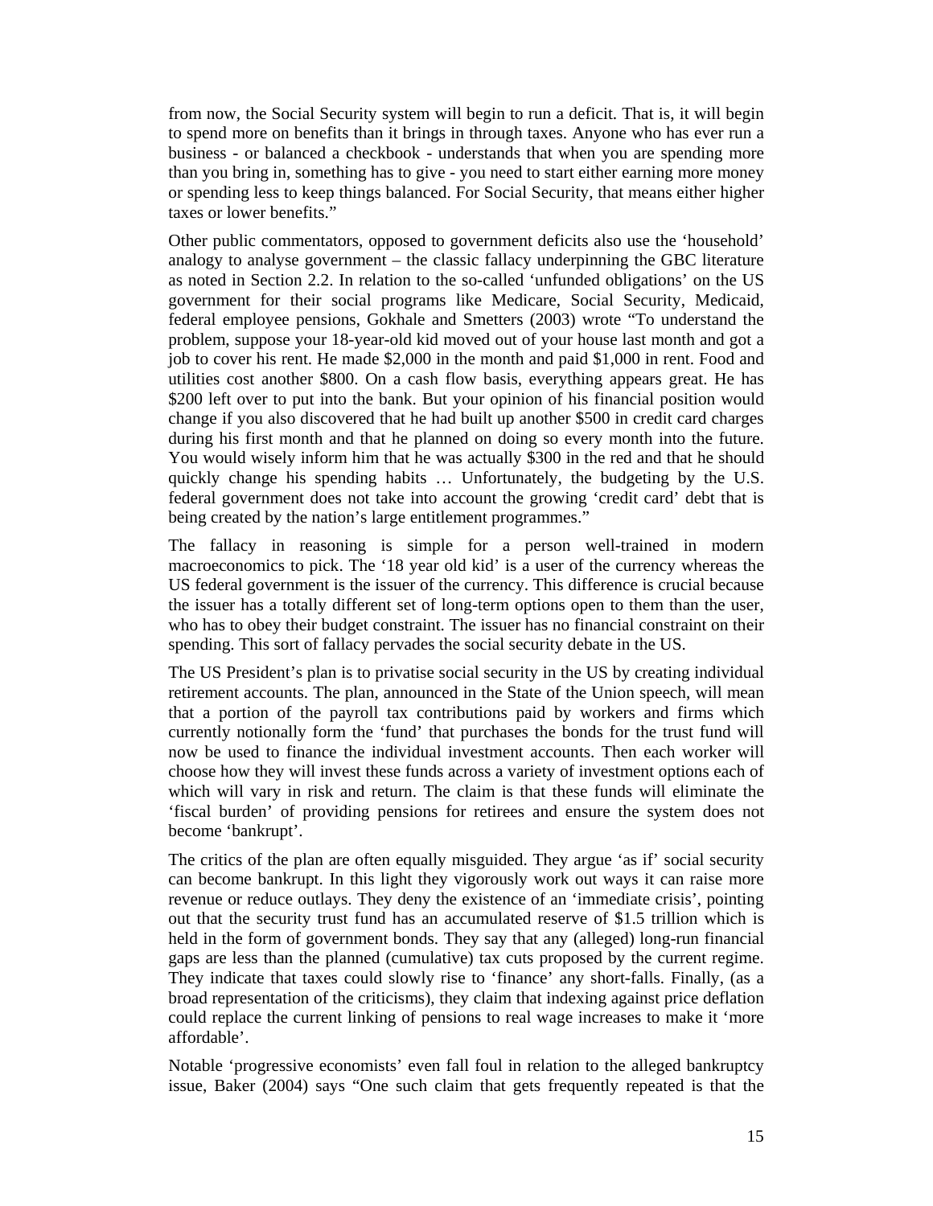from now, the Social Security system will begin to run a deficit. That is, it will begin to spend more on benefits than it brings in through taxes. Anyone who has ever run a business - or balanced a checkbook - understands that when you are spending more than you bring in, something has to give - you need to start either earning more money or spending less to keep things balanced. For Social Security, that means either higher taxes or lower benefits."

Other public commentators, opposed to government deficits also use the 'household' analogy to analyse government – the classic fallacy underpinning the GBC literature as noted in Section 2.2. In relation to the so-called 'unfunded obligations' on the US government for their social programs like Medicare, Social Security, Medicaid, federal employee pensions, Gokhale and Smetters (2003) wrote "To understand the problem, suppose your 18-year-old kid moved out of your house last month and got a job to cover his rent. He made $2,000 in the month and paid $1,000 in rent. Food and utilities cost another $800. On a cash flow basis, everything appears great. He has $200 left over to put into the bank. But your opinion of his financial position would change if you also discovered that he had built up another $500 in credit card charges during his first month and that he planned on doing so every month into the future. You would wisely inform him that he was actually $300 in the red and that he should quickly change his spending habits … Unfortunately, the budgeting by the U.S. federal government does not take into account the growing 'credit card' debt that is being created by the nation's large entitlement programmes."

The fallacy in reasoning is simple for a person well-trained in modern macroeconomics to pick. The '18 year old kid' is a user of the currency whereas the US federal government is the issuer of the currency. This difference is crucial because the issuer has a totally different set of long-term options open to them than the user, who has to obey their budget constraint. The issuer has no financial constraint on their spending. This sort of fallacy pervades the social security debate in the US.

The US President's plan is to privatise social security in the US by creating individual retirement accounts. The plan, announced in the State of the Union speech, will mean that a portion of the payroll tax contributions paid by workers and firms which currently notionally form the 'fund' that purchases the bonds for the trust fund will now be used to finance the individual investment accounts. Then each worker will choose how they will invest these funds across a variety of investment options each of which will vary in risk and return. The claim is that these funds will eliminate the 'fiscal burden' of providing pensions for retirees and ensure the system does not become 'bankrupt'.

The critics of the plan are often equally misguided. They argue 'as if' social security can become bankrupt. In this light they vigorously work out ways it can raise more revenue or reduce outlays. They deny the existence of an 'immediate crisis', pointing out that the security trust fund has an accumulated reserve of $1.5 trillion which is held in the form of government bonds. They say that any (alleged) long-run financial gaps are less than the planned (cumulative) tax cuts proposed by the current regime. They indicate that taxes could slowly rise to 'finance' any short-falls. Finally, (as a broad representation of the criticisms), they claim that indexing against price deflation could replace the current linking of pensions to real wage increases to make it 'more affordable'.

Notable 'progressive economists' even fall foul in relation to the alleged bankruptcy issue, Baker (2004) says "One such claim that gets frequently repeated is that the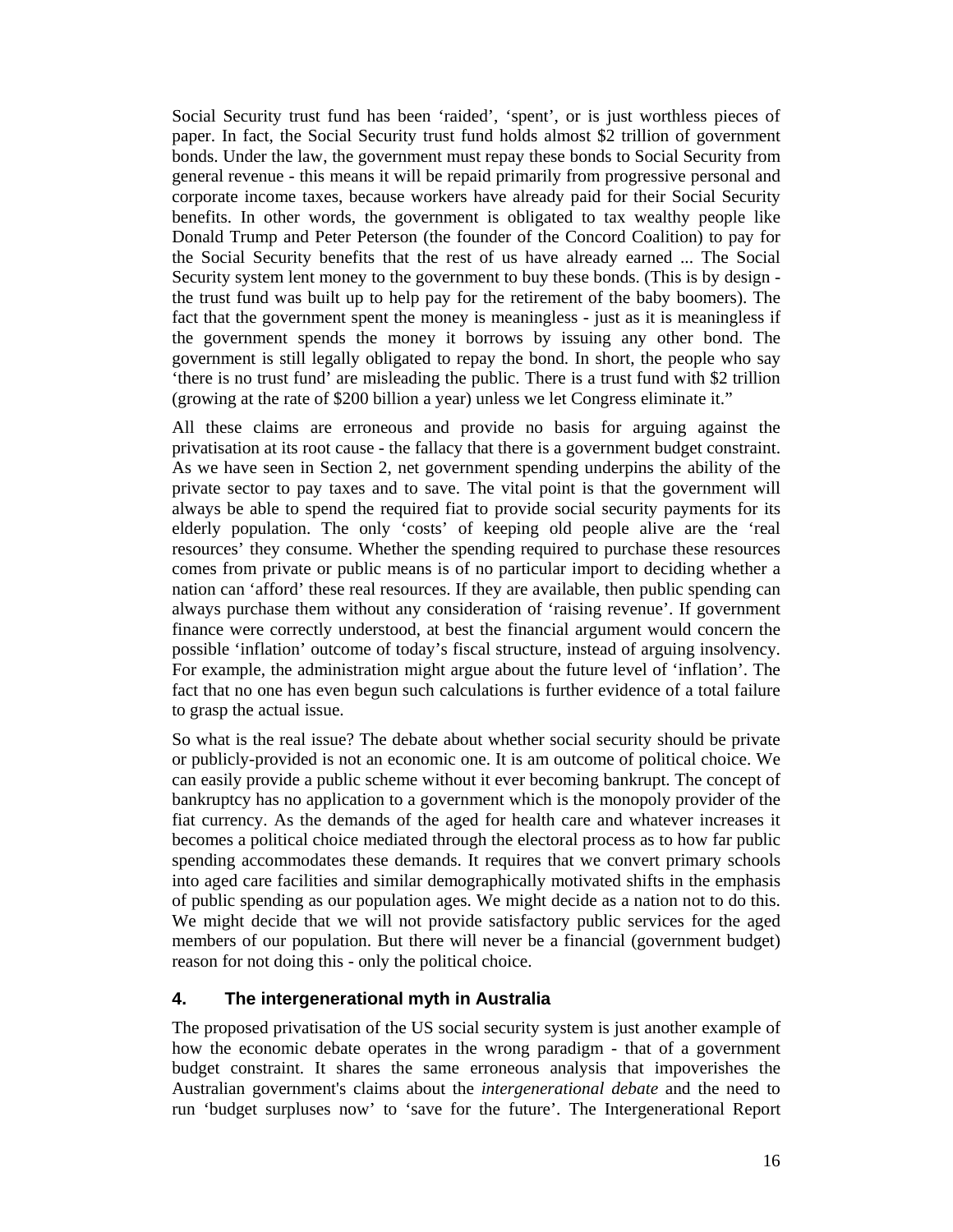Social Security trust fund has been ‘raided’, ‘spent’, or is just worthless pieces of paper. In fact, the Social Security trust fund holds almost $2 trillion of government bonds. Under the law, the government must repay these bonds to Social Security from general revenue - this means it will be repaid primarily from progressive personal and corporate income taxes, because workers have already paid for their Social Security benefits. In other words, the government is obligated to tax wealthy people like Donald Trump and Peter Peterson (the founder of the Concord Coalition) to pay for the Social Security benefits that the rest of us have already earned ... The Social Security system lent money to the government to buy these bonds. (This is by design - the trust fund was built up to help pay for the retirement of the baby boomers). The fact that the government spent the money is meaningless - just as it is meaningless if the government spends the money it borrows by issuing any other bond. The government is still legally obligated to repay the bond. In short, the people who say ‘there is no trust fund’ are misleading the public. There is a trust fund with $2 trillion (growing at the rate of $200 billion a year) unless we let Congress eliminate it.”

All these claims are erroneous and provide no basis for arguing against the privatisation at its root cause - the fallacy that there is a government budget constraint. As we have seen in Section 2, net government spending underpins the ability of the private sector to pay taxes and to save. The vital point is that the government will always be able to spend the required fiat to provide social security payments for its elderly population. The only ‘costs’ of keeping old people alive are the ‘real resources’ they consume. Whether the spending required to purchase these resources comes from private or public means is of no particular import to deciding whether a nation can ‘afford’ these real resources. If they are available, then public spending can always purchase them without any consideration of ‘raising revenue’. If government finance were correctly understood, at best the financial argument would concern the possible ‘inflation’ outcome of today’s fiscal structure, instead of arguing insolvency. For example, the administration might argue about the future level of ‘inflation’. The fact that no one has even begun such calculations is further evidence of a total failure to grasp the actual issue.

So what is the real issue? The debate about whether social security should be private or publicly-provided is not an economic one. It is am outcome of political choice. We can easily provide a public scheme without it ever becoming bankrupt. The concept of bankruptcy has no application to a government which is the monopoly provider of the fiat currency. As the demands of the aged for health care and whatever increases it becomes a political choice mediated through the electoral process as to how far public spending accommodates these demands. It requires that we convert primary schools into aged care facilities and similar demographically motivated shifts in the emphasis of public spending as our population ages. We might decide as a nation not to do this. We might decide that we will not provide satisfactory public services for the aged members of our population. But there will never be a financial (government budget) reason for not doing this - only the political choice.

## 4. The intergenerational myth in Australia

The proposed privatisation of the US social security system is just another example of how the economic debate operates in the wrong paradigm - that of a government budget constraint. It shares the same erroneous analysis that impoverishes the Australian government's claims about the *intergenerational debate* and the need to run ‘budget surpluses now’ to ‘save for the future’. The Intergenerational Report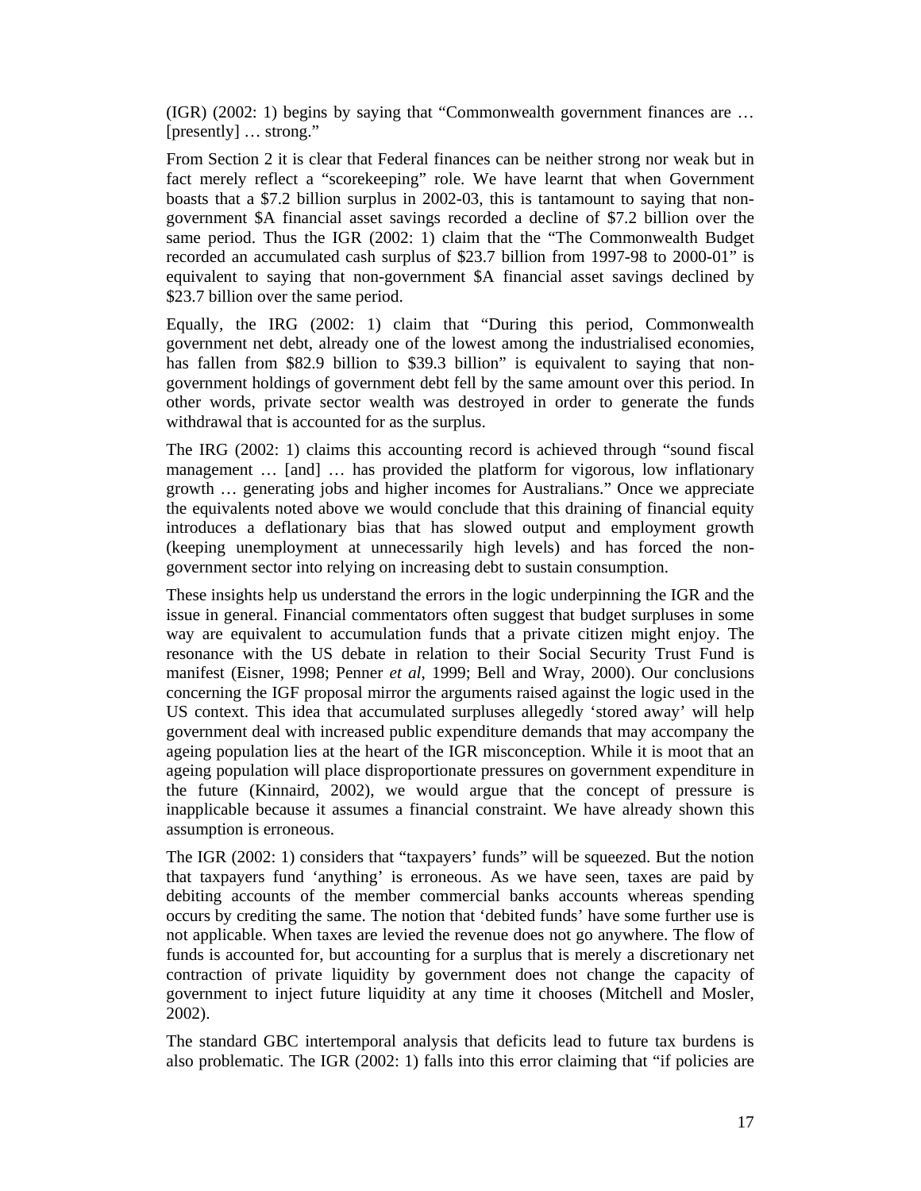(IGR) (2002: 1) begins by saying that "Commonwealth government finances are … [presently] … strong."

From Section 2 it is clear that Federal finances can be neither strong nor weak but in fact merely reflect a "scorekeeping" role. We have learnt that when Government boasts that a $7.2 billion surplus in 2002-03, this is tantamount to saying that non-government $A financial asset savings recorded a decline of $7.2 billion over the same period. Thus the IGR (2002: 1) claim that the "The Commonwealth Budget recorded an accumulated cash surplus of $23.7 billion from 1997-98 to 2000-01" is equivalent to saying that non-government $A financial asset savings declined by $23.7 billion over the same period.

Equally, the IRG (2002: 1) claim that "During this period, Commonwealth government net debt, already one of the lowest among the industrialised economies, has fallen from $82.9 billion to $39.3 billion" is equivalent to saying that non-government holdings of government debt fell by the same amount over this period. In other words, private sector wealth was destroyed in order to generate the funds withdrawal that is accounted for as the surplus.

The IRG (2002: 1) claims this accounting record is achieved through "sound fiscal management … [and] … has provided the platform for vigorous, low inflationary growth … generating jobs and higher incomes for Australians." Once we appreciate the equivalents noted above we would conclude that this draining of financial equity introduces a deflationary bias that has slowed output and employment growth (keeping unemployment at unnecessarily high levels) and has forced the non-government sector into relying on increasing debt to sustain consumption.

These insights help us understand the errors in the logic underpinning the IGR and the issue in general. Financial commentators often suggest that budget surpluses in some way are equivalent to accumulation funds that a private citizen might enjoy. The resonance with the US debate in relation to their Social Security Trust Fund is manifest (Eisner, 1998; Penner *et al*, 1999; Bell and Wray, 2000). Our conclusions concerning the IGF proposal mirror the arguments raised against the logic used in the US context. This idea that accumulated surpluses allegedly 'stored away' will help government deal with increased public expenditure demands that may accompany the ageing population lies at the heart of the IGR misconception. While it is moot that an ageing population will place disproportionate pressures on government expenditure in the future (Kinnaird, 2002), we would argue that the concept of pressure is inapplicable because it assumes a financial constraint. We have already shown this assumption is erroneous.

The IGR (2002: 1) considers that "taxpayers' funds" will be squeezed. But the notion that taxpayers fund 'anything' is erroneous. As we have seen, taxes are paid by debiting accounts of the member commercial banks accounts whereas spending occurs by crediting the same. The notion that 'debited funds' have some further use is not applicable. When taxes are levied the revenue does not go anywhere. The flow of funds is accounted for, but accounting for a surplus that is merely a discretionary net contraction of private liquidity by government does not change the capacity of government to inject future liquidity at any time it chooses (Mitchell and Mosler, 2002).

The standard GBC intertemporal analysis that deficits lead to future tax burdens is also problematic. The IGR (2002: 1) falls into this error claiming that "if policies are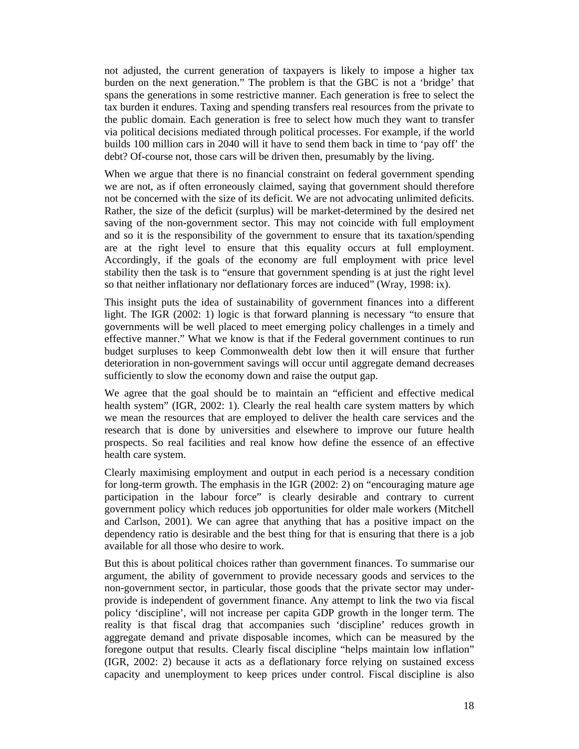not adjusted, the current generation of taxpayers is likely to impose a higher tax burden on the next generation." The problem is that the GBC is not a 'bridge' that spans the generations in some restrictive manner. Each generation is free to select the tax burden it endures. Taxing and spending transfers real resources from the private to the public domain. Each generation is free to select how much they want to transfer via political decisions mediated through political processes. For example, if the world builds 100 million cars in 2040 will it have to send them back in time to 'pay off' the debt? Of-course not, those cars will be driven then, presumably by the living.

When we argue that there is no financial constraint on federal government spending we are not, as if often erroneously claimed, saying that government should therefore not be concerned with the size of its deficit. We are not advocating unlimited deficits. Rather, the size of the deficit (surplus) will be market-determined by the desired net saving of the non-government sector. This may not coincide with full employment and so it is the responsibility of the government to ensure that its taxation/spending are at the right level to ensure that this equality occurs at full employment. Accordingly, if the goals of the economy are full employment with price level stability then the task is to "ensure that government spending is at just the right level so that neither inflationary nor deflationary forces are induced" (Wray, 1998: ix).

This insight puts the idea of sustainability of government finances into a different light. The IGR (2002: 1) logic is that forward planning is necessary "to ensure that governments will be well placed to meet emerging policy challenges in a timely and effective manner." What we know is that if the Federal government continues to run budget surpluses to keep Commonwealth debt low then it will ensure that further deterioration in non-government savings will occur until aggregate demand decreases sufficiently to slow the economy down and raise the output gap.

We agree that the goal should be to maintain an "efficient and effective medical health system" (IGR, 2002: 1). Clearly the real health care system matters by which we mean the resources that are employed to deliver the health care services and the research that is done by universities and elsewhere to improve our future health prospects. So real facilities and real know how define the essence of an effective health care system.

Clearly maximising employment and output in each period is a necessary condition for long-term growth. The emphasis in the IGR (2002: 2) on "encouraging mature age participation in the labour force" is clearly desirable and contrary to current government policy which reduces job opportunities for older male workers (Mitchell and Carlson, 2001). We can agree that anything that has a positive impact on the dependency ratio is desirable and the best thing for that is ensuring that there is a job available for all those who desire to work.

But this is about political choices rather than government finances. To summarise our argument, the ability of government to provide necessary goods and services to the non-government sector, in particular, those goods that the private sector may under-provide is independent of government finance. Any attempt to link the two via fiscal policy 'discipline', will not increase per capita GDP growth in the longer term. The reality is that fiscal drag that accompanies such 'discipline' reduces growth in aggregate demand and private disposable incomes, which can be measured by the foregone output that results. Clearly fiscal discipline "helps maintain low inflation" (IGR, 2002: 2) because it acts as a deflationary force relying on sustained excess capacity and unemployment to keep prices under control. Fiscal discipline is also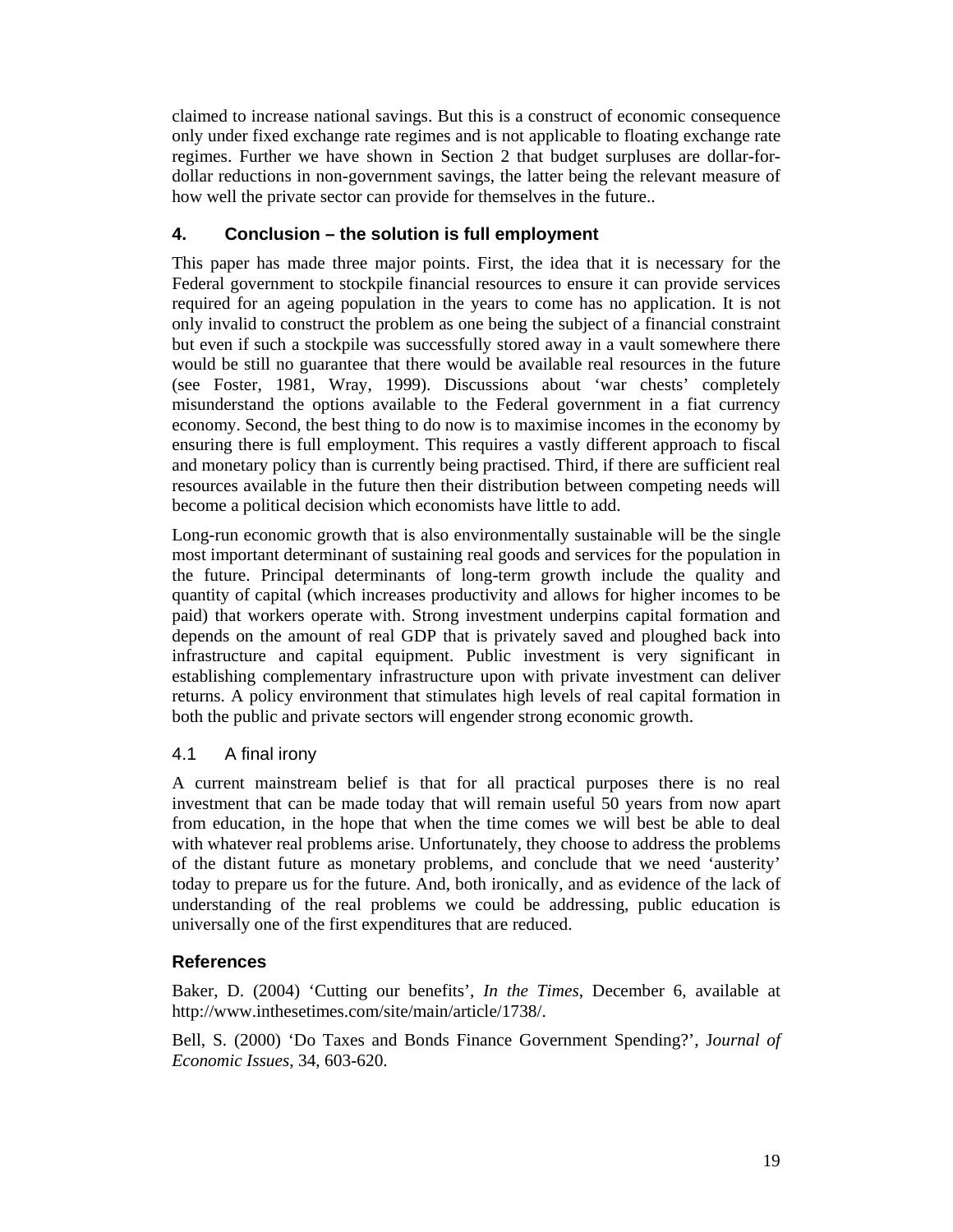claimed to increase national savings. But this is a construct of economic consequence only under fixed exchange rate regimes and is not applicable to floating exchange rate regimes. Further we have shown in Section 2 that budget surpluses are dollar-for-dollar reductions in non-government savings, the latter being the relevant measure of how well the private sector can provide for themselves in the future..

## 4. Conclusion – the solution is full employment

This paper has made three major points. First, the idea that it is necessary for the Federal government to stockpile financial resources to ensure it can provide services required for an ageing population in the years to come has no application. It is not only invalid to construct the problem as one being the subject of a financial constraint but even if such a stockpile was successfully stored away in a vault somewhere there would be still no guarantee that there would be available real resources in the future (see Foster, 1981, Wray, 1999). Discussions about 'war chests' completely misunderstand the options available to the Federal government in a fiat currency economy. Second, the best thing to do now is to maximise incomes in the economy by ensuring there is full employment. This requires a vastly different approach to fiscal and monetary policy than is currently being practised. Third, if there are sufficient real resources available in the future then their distribution between competing needs will become a political decision which economists have little to add.

Long-run economic growth that is also environmentally sustainable will be the single most important determinant of sustaining real goods and services for the population in the future. Principal determinants of long-term growth include the quality and quantity of capital (which increases productivity and allows for higher incomes to be paid) that workers operate with. Strong investment underpins capital formation and depends on the amount of real GDP that is privately saved and ploughed back into infrastructure and capital equipment. Public investment is very significant in establishing complementary infrastructure upon with private investment can deliver returns. A policy environment that stimulates high levels of real capital formation in both the public and private sectors will engender strong economic growth.

### 4.1 A final irony

A current mainstream belief is that for all practical purposes there is no real investment that can be made today that will remain useful 50 years from now apart from education, in the hope that when the time comes we will best be able to deal with whatever real problems arise. Unfortunately, they choose to address the problems of the distant future as monetary problems, and conclude that we need 'austerity' today to prepare us for the future. And, both ironically, and as evidence of the lack of understanding of the real problems we could be addressing, public education is universally one of the first expenditures that are reduced.

## References

Baker, D. (2004) 'Cutting our benefits', *In the Times*, December 6, available at http://www.inthesetimes.com/site/main/article/1738/.

Bell, S. (2000) 'Do Taxes and Bonds Finance Government Spending?', J*ournal of Economic Issues*, 34, 603-620.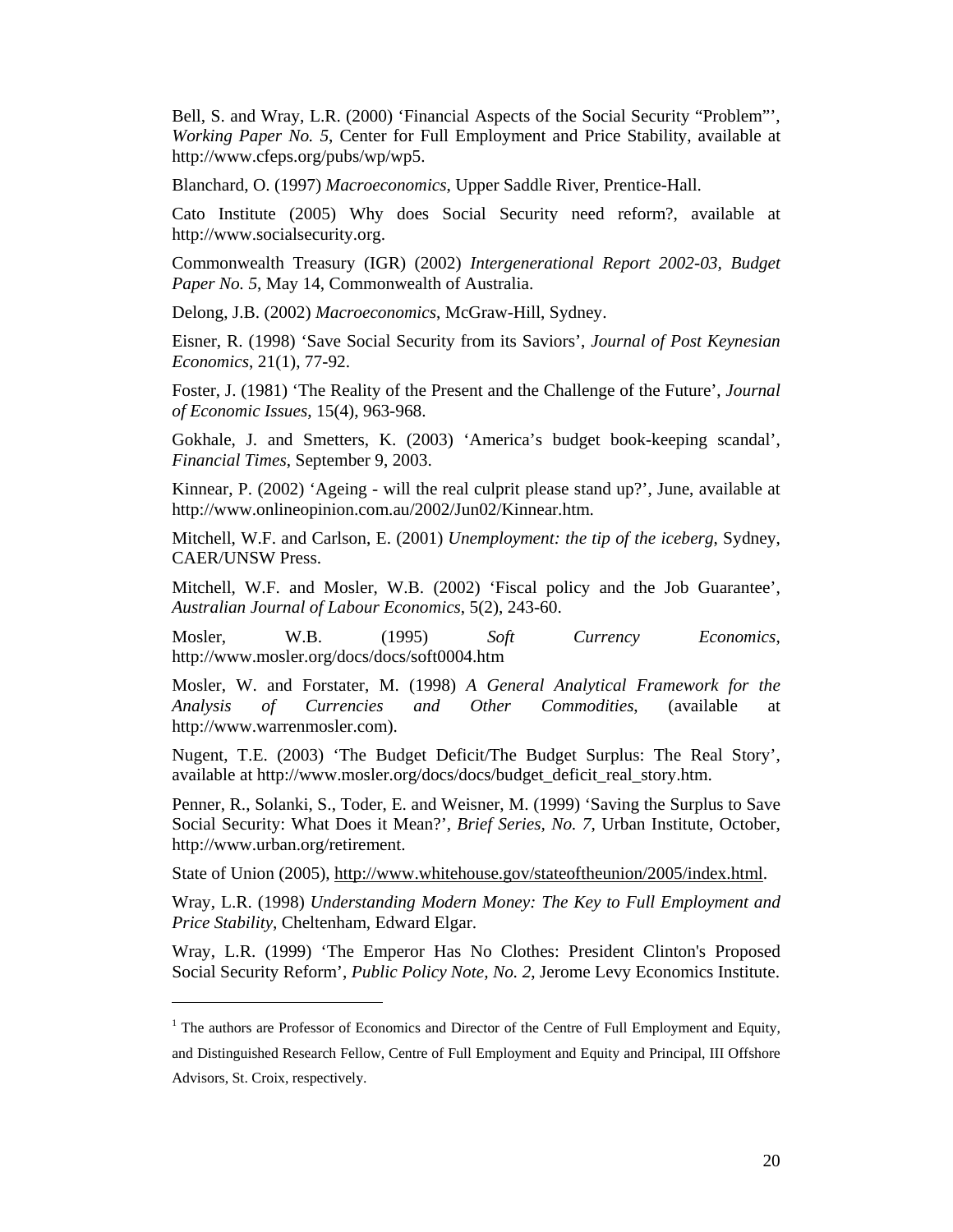Bell, S. and Wray, L.R. (2000) 'Financial Aspects of the Social Security "Problem"', *Working Paper No. 5*, Center for Full Employment and Price Stability, available at http://www.cfeps.org/pubs/wp/wp5.

Blanchard, O. (1997) *Macroeconomics*, Upper Saddle River, Prentice-Hall.

Cato Institute (2005) Why does Social Security need reform?, available at http://www.socialsecurity.org.

Commonwealth Treasury (IGR) (2002) *Intergenerational Report 2002-03, Budget Paper No. 5*, May 14, Commonwealth of Australia.

Delong, J.B. (2002) *Macroeconomics*, McGraw-Hill, Sydney.

Eisner, R. (1998) 'Save Social Security from its Saviors', *Journal of Post Keynesian Economics*, 21(1), 77-92.

Foster, J. (1981) 'The Reality of the Present and the Challenge of the Future', *Journal of Economic Issues*, 15(4), 963-968.

Gokhale, J. and Smetters, K. (2003) 'America's budget book-keeping scandal', *Financial Times*, September 9, 2003.

Kinnear, P. (2002) 'Ageing - will the real culprit please stand up?', June, available at http://www.onlineopinion.com.au/2002/Jun02/Kinnear.htm.

Mitchell, W.F. and Carlson, E. (2001) *Unemployment: the tip of the iceberg*, Sydney, CAER/UNSW Press.

Mitchell, W.F. and Mosler, W.B. (2002) 'Fiscal policy and the Job Guarantee', *Australian Journal of Labour Economics*, 5(2), 243-60.

Mosler, W.B. (1995) *Soft Currency Economics*, http://www.mosler.org/docs/docs/soft0004.htm

Mosler, W. and Forstater, M. (1998) *A General Analytical Framework for the Analysis of Currencies and Other Commodities*, (available at http://www.warrenmosler.com).

Nugent, T.E. (2003) 'The Budget Deficit/The Budget Surplus: The Real Story', available at http://www.mosler.org/docs/docs/budget_deficit_real_story.htm.

Penner, R., Solanki, S., Toder, E. and Weisner, M. (1999) 'Saving the Surplus to Save Social Security: What Does it Mean?', *Brief Series, No. 7*, Urban Institute, October, http://www.urban.org/retirement.

State of Union (2005), http://www.whitehouse.gov/stateoftheunion/2005/index.html.

Wray, L.R. (1998) *Understanding Modern Money: The Key to Full Employment and Price Stability*, Cheltenham, Edward Elgar.

Wray, L.R. (1999) 'The Emperor Has No Clothes: President Clinton's Proposed Social Security Reform', *Public Policy Note, No. 2*, Jerome Levy Economics Institute.

---

[1] The authors are Professor of Economics and Director of the Centre of Full Employment and Equity, and Distinguished Research Fellow, Centre of Full Employment and Equity and Principal, III Offshore Advisors, St. Croix, respectively.